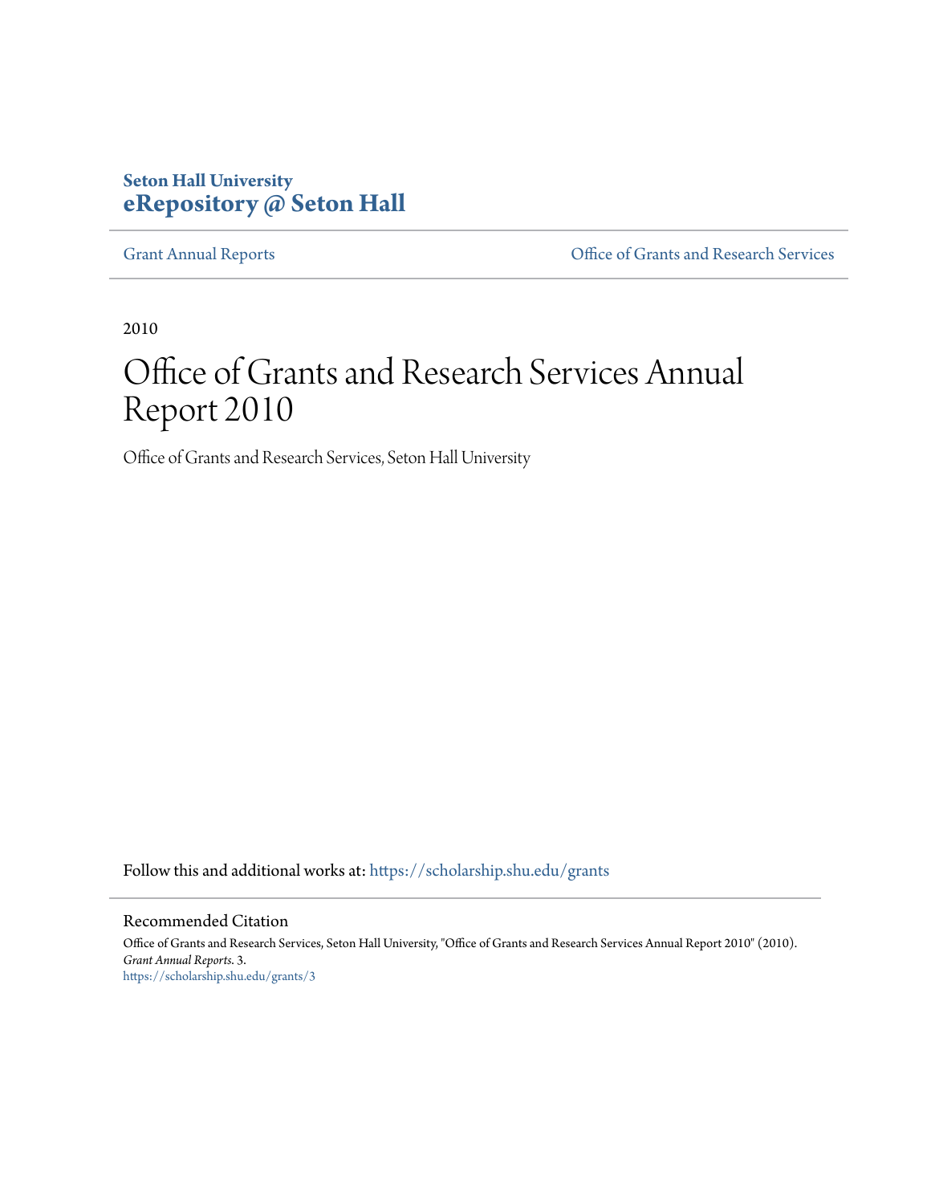**Seton Hall University**
**eRepository @ Seton Hall**

Grant Annual Reports | Office of Grants and Research Services

2010

# Office of Grants and Research Services Annual Report 2010

Office of Grants and Research Services, Seton Hall University

Follow this and additional works at: https://scholarship.shu.edu/grants

## Recommended Citation

Office of Grants and Research Services, Seton Hall University, "Office of Grants and Research Services Annual Report 2010" (2010). *Grant Annual Reports*. 3.
https://scholarship.shu.edu/grants/3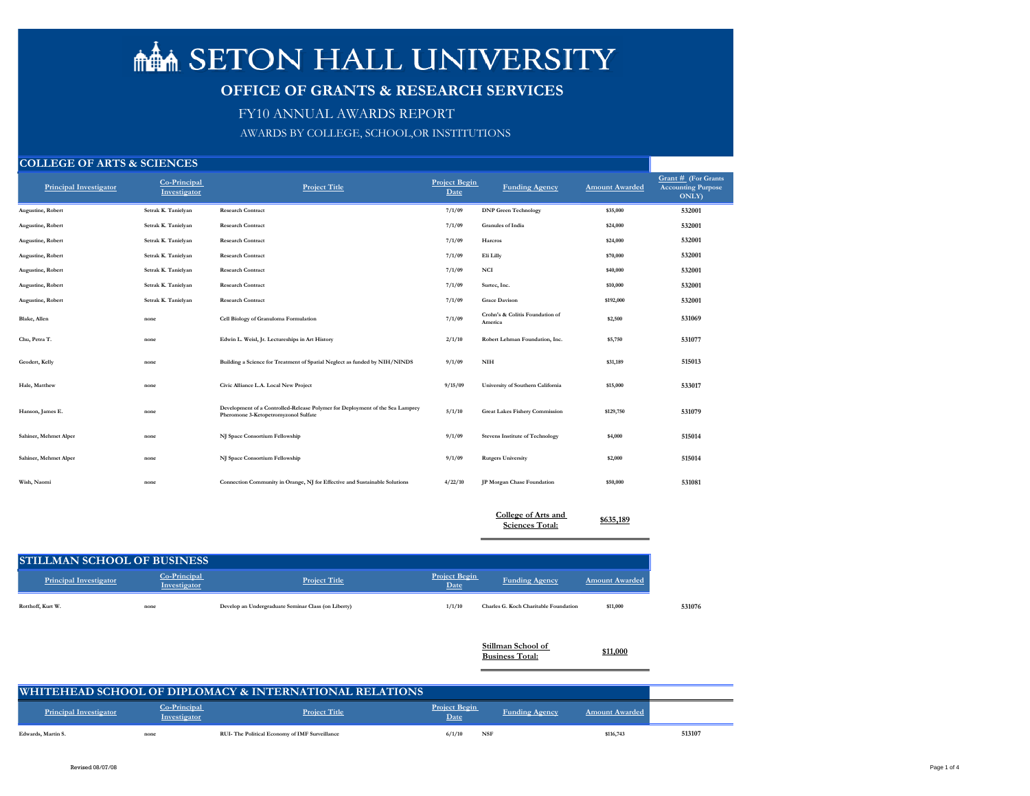# SETON HALL UNIVERSITY

## OFFICE OF GRANTS & RESEARCH SERVICES

FY10 ANNUAL AWARDS REPORT

AWARDS BY COLLEGE, SCHOOL,OR INSTITUTIONS

### COLLEGE OF ARTS & SCIENCES

| Principal Investigator | Co-Principal Investigator | Project Title | Project Begin Date | Funding Agency | Amount Awarded | Grant # (For Grants Accounting Purpose ONLY) |
|---|---|---|---|---|---|---|
| Augustine, Robert | Setrak K. Tanielyan | Research Contract | 7/1/09 | DNP Green Technology | $35,000 | 532001 |
| Augustine, Robert | Setrak K. Tanielyan | Research Contract | 7/1/09 | Granules of India | $24,000 | 532001 |
| Augustine, Robert | Setrak K. Tanielyan | Research Contract | 7/1/09 | Harcros | $24,000 | 532001 |
| Augustine, Robert | Setrak K. Tanielyan | Research Contract | 7/1/09 | Eli Lilly | $70,000 | 532001 |
| Augustine, Robert | Setrak K. Tanielyan | Research Contract | 7/1/09 | NCI | $40,000 | 532001 |
| Augustine, Robert | Setrak K. Tanielyan | Research Contract | 7/1/09 | Surtec, Inc. | $10,000 | 532001 |
| Augustine, Robert | Setrak K. Tanielyan | Research Contract | 7/1/09 | Grace Davison | $192,000 | 532001 |
| Blake, Allen | none | Cell Biology of Granuloma Formulation | 7/1/09 | Crohn's & Colitis Foundation of America | $2,500 | 531069 |
| Chu, Petra T. | none | Edwin L. Weisl, Jr. Lectureships in Art History | 2/1/10 | Robert Lehman Foundation, Inc. | $5,750 | 531077 |
| Geodert, Kelly | none | Building a Science for Treatment of Spatial Neglect as funded by NIH/NINDS | 9/1/09 | NIH | $31,189 | 515013 |
| Hale, Matthew | none | Civic Alliance L.A. Local New Project | 9/15/09 | University of Southern California | $15,000 | 533017 |
| Hanson, James E. | none | Development of a Controlled-Release Polymer for Deployment of the Sea Lamprey Pheromone 3-Ketopetromyzonol Sulfate | 5/1/10 | Great Lakes Fishery Commission | $129,750 | 531079 |
| Sahiner, Mehmet Alper | none | NJ Space Consortium Fellowship | 9/1/09 | Stevens Institute of Technology | $4,000 | 515014 |
| Sahiner, Mehmet Alper | none | NJ Space Consortium Fellowship | 9/1/09 | Rutgers University | $2,000 | 515014 |
| Wish, Naomi | none | Connection Community in Orange, NJ for Effective and Sustainable Solutions | 4/22/10 | JP Morgan Chase Foundation | $50,000 | 531081 |
| | | | | **College of Arts and Sciences Total:** | **$635,189** | |

### STILLMAN SCHOOL OF BUSINESS

| Principal Investigator | Co-Principal Investigator | Project Title | Project Begin Date | Funding Agency | Amount Awarded | |
|---|---|---|---|---|---|---|
| Rotthoff, Kurt W. | none | Develop an Undergraduate Seminar Class (on Liberty) | 1/1/10 | Charles G. Koch Charitable Foundation | $11,000 | 531076 |
| | | | | **Stillman School of Business Total:** | **$11,000** | |

### WHITEHEAD SCHOOL OF DIPLOMACY & INTERNATIONAL RELATIONS

| Principal Investigator | Co-Principal Investigator | Project Title | Project Begin Date | Funding Agency | Amount Awarded | |
|---|---|---|---|---|---|---|
| Edwards, Martin S. | none | RUI- The Political Economy of IMF Surveillance | 6/1/10 | NSF | $116,743 | 513107 |

Revised 08/07/08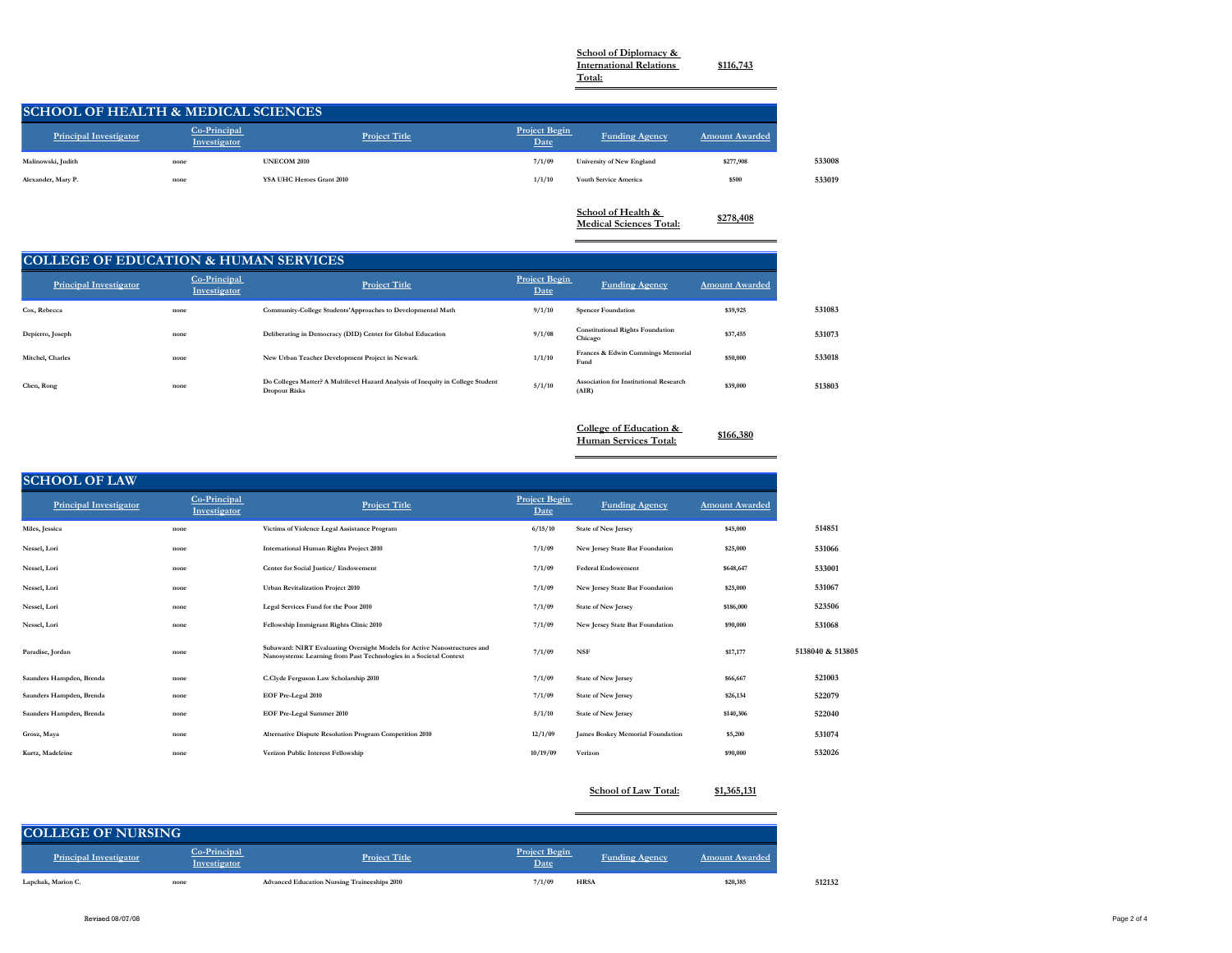**School of Diplomacy & International Relations Total:** **$116,743**

## SCHOOL OF HEALTH & MEDICAL SCIENCES

| Principal Investigator | Co-Principal Investigator | Project Title | Project Begin Date | Funding Agency | Amount Awarded | |
|---|---|---|---|---|---|---|
| Malinowski, Judith | none | UNECOM 2010 | 7/1/09 | University of New England | $277,908 | 533008 |
| Alexander, Mary P. | none | YSA UHC Heroes Grant 2010 | 1/1/10 | Youth Service America | $500 | 533019 |

**School of Health & Medical Sciences Total:** **$278,408**

## COLLEGE OF EDUCATION & HUMAN SERVICES

| Principal Investigator | Co-Principal Investigator | Project Title | Project Begin Date | Funding Agency | Amount Awarded | |
|---|---|---|---|---|---|---|
| Cox, Rebecca | none | Community-College Students'Approaches to Developmental Math | 9/1/10 | Spencer Foundation | $39,925 | 531083 |
| Depierro, Joseph | none | Deliberating in Democracy (DID) Center for Global Education | 9/1/08 | Constitutional Rights Foundation Chicago | $37,455 | 531073 |
| Mitchel, Charles | none | New Urban Teacher Development Project in Newark | 1/1/10 | Frances & Edwin Cummings Memorial Fund | $50,000 | 533018 |
| Chen, Rong | none | Do Colleges Matter? A Multilevel Hazard Analysis of Inequity in College Student Dropout Risks | 5/1/10 | Association for Institutional Research (AIR) | $39,000 | 513803 |

**College of Education & Human Services Total:** **$166,380**

## SCHOOL OF LAW

| Principal Investigator | Co-Principal Investigator | Project Title | Project Begin Date | Funding Agency | Amount Awarded | |
|---|---|---|---|---|---|---|
| Miles, Jessica | none | Victims of Violence Legal Assistance Program | 6/15/10 | State of New Jersey | $45,000 | 514851 |
| Nessel, Lori | none | International Human Rights Project 2010 | 7/1/09 | New Jersey State Bar Foundation | $25,000 | 531066 |
| Nessel, Lori | none | Center for Social Justice/ Endowement | 7/1/09 | Federal Endowement | $648,647 | 533001 |
| Nessel, Lori | none | Urban Revitalization Project 2010 | 7/1/09 | New Jersey State Bar Foundation | $25,000 | 531067 |
| Nessel, Lori | none | Legal Services Fund for the Poor 2010 | 7/1/09 | State of New Jersey | $186,000 | 523506 |
| Nessel, Lori | none | Fellowship Immigrant Rights Clinic 2010 | 7/1/09 | New Jersey State Bar Foundation | $90,000 | 531068 |
| Paradise, Jordan | none | Subaward: NIRT Evaluating Oversight Models for Active Nanostructures and Nanosystems: Learning from Past Technologies in a Societal Context | 7/1/09 | NSF | $17,177 | 5138040 & 513805 |
| Saunders Hampden, Brenda | none | C.Clyde Ferguson Law Scholarship 2010 | 7/1/09 | State of New Jersey | $66,667 | 521003 |
| Saunders Hampden, Brenda | none | EOF Pre-Legal 2010 | 7/1/09 | State of New Jersey | $26,134 | 522079 |
| Saunders Hampden, Brenda | none | EOF Pre-Legal Summer 2010 | 5/1/10 | State of New Jersey | $140,306 | 522040 |
| Grosz, Maya | none | Alternative Dispute Resolution Program Competition 2010 | 12/1/09 | James Boskey Memorial Foundation | $5,200 | 531074 |
| Kurtz, Madeleine | none | Verizon Public Interest Fellowship | 10/19/09 | Verizon | $90,000 | 532026 |

**School of Law Total:** **$1,365,131**

## COLLEGE OF NURSING

| Principal Investigator | Co-Principal Investigator | Project Title | Project Begin Date | Funding Agency | Amount Awarded | |
|---|---|---|---|---|---|---|
| Lapchak, Marion C. | none | Advanced Education Nursing Traineeships 2010 | 7/1/09 | HRSA | $20,385 | 512132 |

Revised 08/07/08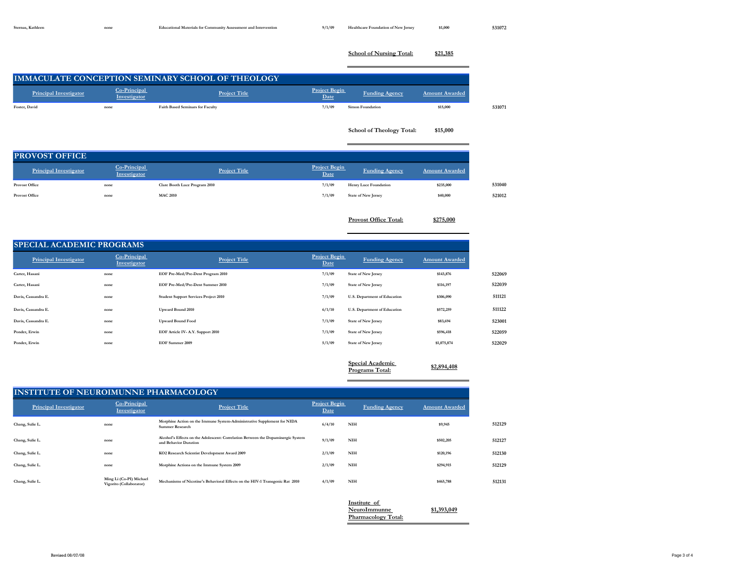| | | | | | | |
|---|---|---|---|---|---|---|
| Sternas, Kathleen | none | Educational Materials for Community Assessment and Intervention | 9/1/09 | Healthcare Foundation of New Jersey | $1,000 | 531072 |

**School of Nursing Total:** **$21,385**

## IMMACULATE CONCEPTION SEMINARY SCHOOL OF THEOLOGY

| Principal Investigator | Co-Principal Investigator | Project Title | Project Begin Date | Funding Agency | Amount Awarded | |
|---|---|---|---|---|---|---|
| Foster, David | none | Faith Based Seminars for Faculty | 7/1/09 | Simon Foundation | $15,000 | 531071 |

**School of Theology Total:** **$15,000**

## PROVOST OFFICE

| Principal Investigator | Co-Principal Investigator | Project Title | Project Begin Date | Funding Agency | Amount Awarded | |
|---|---|---|---|---|---|---|
| Provost Office | none | Clare Booth Luce Program 2010 | 7/1/09 | Henry Luce Foundation | $235,000 | 531040 |
| Provost Office | none | MAC 2010 | 7/1/09 | State of New Jersey | $40,000 | 521012 |

**Provost Office Total:** **$275,000**

## SPECIAL ACADEMIC PROGRAMS

| Principal Investigator | Co-Principal Investigator | Project Title | Project Begin Date | Funding Agency | Amount Awarded | |
|---|---|---|---|---|---|---|
| Carter, Hasani | none | EOF Pre-Med/Pre-Dent Program 2010 | 7/1/09 | State of New Jersey | $143,876 | 522069 |
| Carter, Hasani | none | EOF Pre-Med/Pre-Dent Summer 2010 | 7/1/09 | State of New Jersey | $116,197 | 522039 |
| Davis, Cassandra E. | none | Student Support Services Project 2010 | 7/1/09 | U.S. Department of Education | $306,090 | 511121 |
| Davis, Cassandra E. | none | Upward Bound 2010 | 6/1/10 | U.S. Department of Education | $572,259 | 511122 |
| Davis, Cassandra E. | none | Upward Bound Food | 7/1/09 | State of New Jersey | $83,694 | 523001 |
| Ponder, Erwin | none | EOF Article IV- A.Y. Support 2010 | 7/1/09 | State of New Jersey | $596,418 | 522059 |
| Ponder, Erwin | none | EOF Summer 2009 | 5/1/09 | State of New Jersey | $1,075,874 | 522029 |

**Special Academic Programs Total:** **$2,894,408**

## INSTITUTE OF NEUROIMUNNE PHARMACOLOGY

| Principal Investigator | Co-Principal Investigator | Project Title | Project Begin Date | Funding Agency | Amount Awarded | |
|---|---|---|---|---|---|---|
| Chang, Sulie L. | none | Morphine Action on the Immune System-Administrative Supplement for NIDA Summer Research | 6/4/10 | NIH | $9,945 | 512129 |
| Chang, Sulie L. | none | Alcohol's Effects on the Adolescent: Correlation Between the Dopaminergic System and Behavior Duration | 9/1/09 | NIH | $502,205 | 512127 |
| Chang, Sulie L. | none | KO2 Research Scientist Development Award 2009 | 2/1/09 | NIH | $120,196 | 512130 |
| Chang, Sulie L. | none | Morphine Actions on the Immune System 2009 | 2/1/09 | NIH | $294,915 | 512129 |
| Chang, Sulie L. | Ming Li (Co-PI) Michael Vigorito (Collaborator) | Mechanisms of Nicotine's Behavioral Effects on the HIV-1 Transgenic Rat 2010 | 4/1/09 | NIH | $465,788 | 512131 |

**Institute of NeuroImmunne Pharmacology Total:** **$1,393,049**

Revised 08/07/08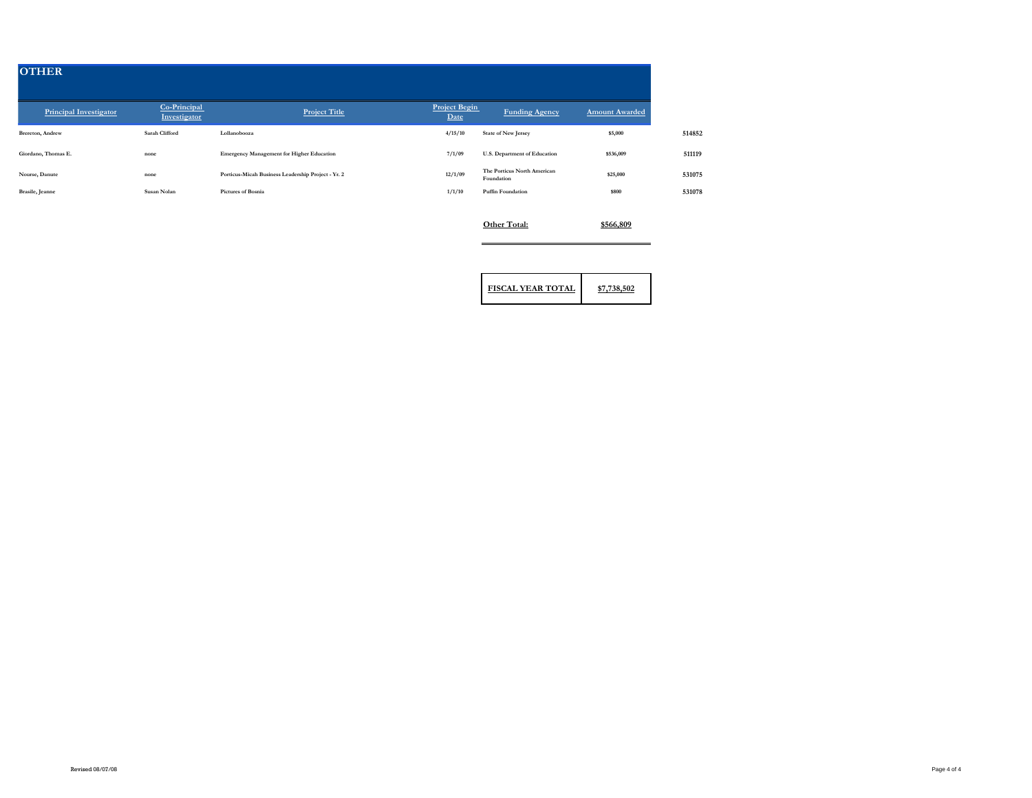## OTHER

| Principal Investigator | Co-Principal Investigator | Project Title | Project Begin Date | Funding Agency | Amount Awarded | |
|---|---|---|---|---|---|---|
| Brereton, Andrew | Sarah Clifford | Lollanobooza | 4/15/10 | State of New Jersey | $5,000 | 514852 |
| Giordano, Thomas E. | none | Emergency Management for Higher Education | 7/1/09 | U.S. Department of Education | $536,009 | 511119 |
| Nourse, Danute | none | Porticus-Micah Business Leadership Project - Yr. 2 | 12/1/09 | The Porticus North American Foundation | $25,000 | 531075 |
| Brasile, Jeanne | Susan Nolan | Pictures of Bosnia | 1/1/10 | Puffin Foundation | $800 | 531078 |
| | | | | **Other Total:** | **$566,809** | |

| | |
|---|---|
| **FISCAL YEAR TOTAL** | **$7,738,502** |

Revised 08/07/08